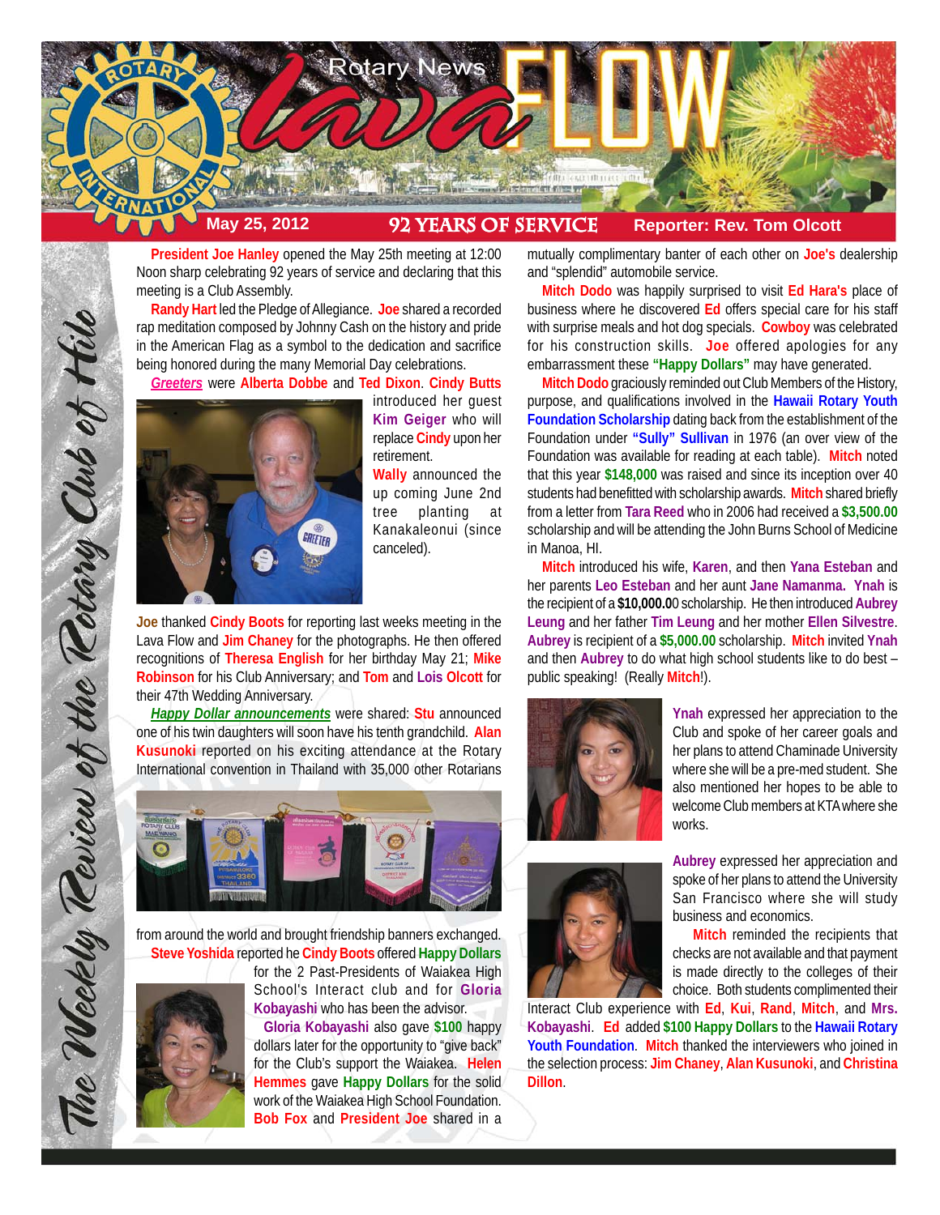# Rotary News lavaFLOW

**May 25, 2012** — **92 YEARS OF SERVICE** — **Reporter: Rev. Tom Olcott**

*The Weekly Review of the Rotary Club of Hilo*

**President Joe Hanley** opened the May 25th meeting at 12:00 Noon sharp celebrating 92 years of service and declaring that this meeting is a Club Assembly.

**Randy Hart** led the Pledge of Allegiance. **Joe** shared a recorded rap meditation composed by Johnny Cash on the history and pride in the American Flag as a symbol to the dedication and sacrifice being honored during the many Memorial Day celebrations.

***Greeters*** were **Alberta Dobbe** and **Ted Dixon**. **Cindy Butts** introduced her guest **Kim Geiger** who will replace **Cindy** upon her retirement.

**Wally** announced the up coming June 2nd tree planting at Kanakaleonui (since canceled).

**Joe** thanked **Cindy Boots** for reporting last weeks meeting in the Lava Flow and **Jim Chaney** for the photographs. He then offered recognitions of **Theresa English** for her birthday May 21; **Mike Robinson** for his Club Anniversary; and **Tom** and **Lois Olcott** for their 47th Wedding Anniversary.

***Happy Dollar announcements*** were shared: **Stu** announced one of his twin daughters will soon have his tenth grandchild. **Alan Kusunoki** reported on his exciting attendance at the Rotary International convention in Thailand with 35,000 other Rotarians from around the world and brought friendship banners exchanged.

**Steve Yoshida** reported he **Cindy Boots** offered **Happy Dollars** for the 2 Past-Presidents of Waiakea High School's Interact club and for **Gloria Kobayashi** who has been the advisor.

**Gloria Kobayashi** also gave **$100** happy dollars later for the opportunity to "give back" for the Club's support the Waiakea. **Helen Hemmes** gave **Happy Dollars** for the solid work of the Waiakea High School Foundation. **Bob Fox** and **President Joe** shared in a mutually complimentary banter of each other on **Joe's** dealership and "splendid" automobile service.

**Mitch Dodo** was happily surprised to visit **Ed Hara's** place of business where he discovered **Ed** offers special care for his staff with surprise meals and hot dog specials. **Cowboy** was celebrated for his construction skills. **Joe** offered apologies for any embarrassment these **"Happy Dollars"** may have generated.

**Mitch Dodo** graciously reminded out Club Members of the History, purpose, and qualifications involved in the **Hawaii Rotary Youth Foundation Scholarship** dating back from the establishment of the Foundation under **"Sully" Sullivan** in 1976 (an over view of the Foundation was available for reading at each table). **Mitch** noted that this year **$148,000** was raised and since its inception over 40 students had benefitted with scholarship awards. **Mitch** shared briefly from a letter from **Tara Reed** who in 2006 had received a **$3,500.00** scholarship and will be attending the John Burns School of Medicine in Manoa, HI.

**Mitch** introduced his wife, **Karen**, and then **Yana Esteban** and her parents **Leo Esteban** and her aunt **Jane Namanma. Ynah** is the recipient of a **$10,000.0**0 scholarship. He then introduced **Aubrey Leung** and her father **Tim Leung** and her mother **Ellen Silvestre**. **Aubrey** is recipient of a **$5,000.00** scholarship. **Mitch** invited **Ynah** and then **Aubrey** to do what high school students like to do best – public speaking! (Really **Mitch**!).

**Ynah** expressed her appreciation to the Club and spoke of her career goals and her plans to attend Chaminade University where she will be a pre-med student. She also mentioned her hopes to be able to welcome Club members at KTA where she works.

**Aubrey** expressed her appreciation and spoke of her plans to attend the University San Francisco where she will study business and economics.

**Mitch** reminded the recipients that checks are not available and that payment is made directly to the colleges of their choice. Both students complimented their Interact Club experience with **Ed**, **Kui**, **Rand**, **Mitch**, and **Mrs. Kobayashi**. **Ed** added **$100 Happy Dollars** to the **Hawaii Rotary Youth Foundation**. **Mitch** thanked the interviewers who joined in the selection process: **Jim Chaney**, **Alan Kusunoki**, and **Christina Dillon**.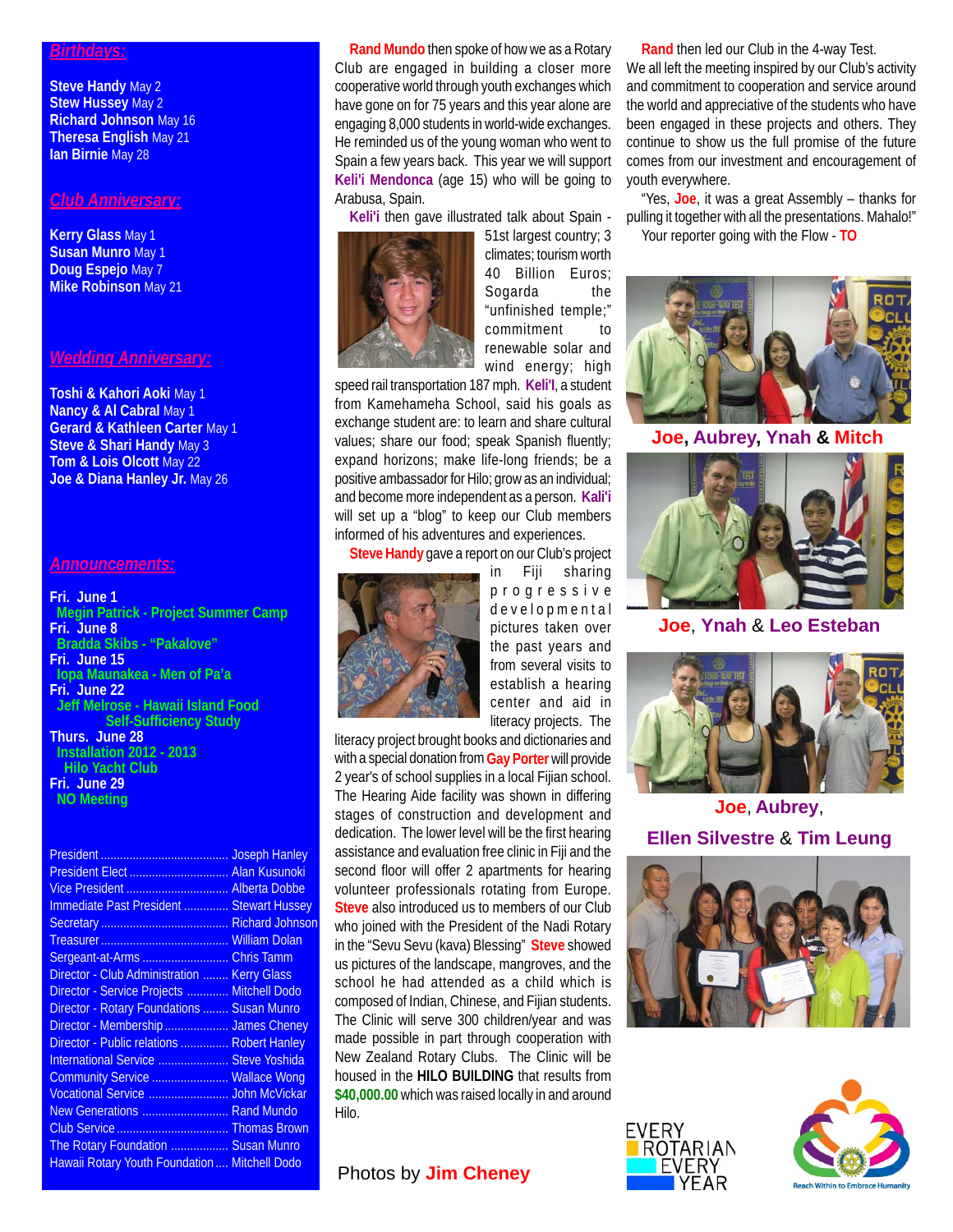## Birthdays:

**Steve Handy** May 2
**Stew Hussey** May 2
**Richard Johnson** May 16
**Theresa English** May 21
**Ian Birnie** May 28

## Club Anniversary:

**Kerry Glass** May 1
**Susan Munro** May 1
**Doug Espejo** May 7
**Mike Robinson** May 21

## Wedding Anniversary:

**Toshi & Kahori Aoki** May 1
**Nancy & Al Cabral** May 1
**Gerard & Kathleen Carter** May 1
**Steve & Shari Handy** May 3
**Tom & Lois Olcott** May 22
**Joe & Diana Hanley Jr.** May 26

## Announcements:

**Fri. June 1**
**Megin Patrick - Project Summer Camp**
**Fri. June 8**
**Bradda Skibs - "Pakalove"**
**Fri. June 15**
**Iopa Maunakea - Men of Pa'a**
**Fri. June 22**
**Jeff Melrose - Hawaii Island Food Self-Sufficiency Study**
**Thurs. June 28**
**Installation 2012 - 2013**
**Hilo Yacht Club**
**Fri. June 29**
**NO Meeting**

| | |
|---|---|
| President | Joseph Hanley |
| President Elect | Alan Kusunoki |
| Vice President | Alberta Dobbe |
| Immediate Past President | Stewart Hussey |
| Secretary | Richard Johnson |
| Treasurer | William Dolan |
| Sergeant-at-Arms | Chris Tamm |
| Director - Club Administration | Kerry Glass |
| Director - Service Projects | Mitchell Dodo |
| Director - Rotary Foundations | Susan Munro |
| Director - Membership | James Cheney |
| Director - Public relations | Robert Hanley |
| International Service | Steve Yoshida |
| Community Service | Wallace Wong |
| Vocational Service | John McVickar |
| New Generations | Rand Mundo |
| Club Service | Thomas Brown |
| The Rotary Foundation | Susan Munro |
| Hawaii Rotary Youth Foundation | Mitchell Dodo |

**Rand Mundo** then spoke of how we as a Rotary Club are engaged in building a closer more cooperative world through youth exchanges which have gone on for 75 years and this year alone are engaging 8,000 students in world-wide exchanges. He reminded us of the young woman who went to Spain a few years back. This year we will support **Keli'i Mendonca** (age 15) who will be going to Arabusa, Spain.

**Keli'i** then gave illustrated talk about Spain - 51st largest country; 3 climates; tourism worth 40 Billion Euros; Sogarda the "unfinished temple;" commitment to renewable solar and wind energy; high speed rail transportation 187 mph. **Keli'I**, a student from Kamehameha School, said his goals as exchange student are: to learn and share cultural values; share our food; speak Spanish fluently; expand horizons; make life-long friends; be a positive ambassador for Hilo; grow as an individual; and become more independent as a person. **Kali'i** will set up a "blog" to keep our Club members informed of his adventures and experiences.

**Steve Handy** gave a report on our Club's project in Fiji sharing progressive developmental pictures taken over the past years and from several visits to establish a hearing center and aid in literacy projects. The literacy project brought books and dictionaries and with a special donation from **Gay Porter** will provide 2 year's of school supplies in a local Fijian school. The Hearing Aide facility was shown in differing stages of construction and development and dedication. The lower level will be the first hearing assistance and evaluation free clinic in Fiji and the second floor will offer 2 apartments for hearing volunteer professionals rotating from Europe. **Steve** also introduced us to members of our Club who joined with the President of the Nadi Rotary in the "Sevu Sevu (kava) Blessing" **Steve** showed us pictures of the landscape, mangroves, and the school he had attended as a child which is composed of Indian, Chinese, and Fijian students. The Clinic will serve 300 children/year and was made possible in part through cooperation with New Zealand Rotary Clubs. The Clinic will be housed in the **HILO BUILDING** that results from **$40,000.00** which was raised locally in and around Hilo.

Photos by **Jim Cheney**

**Rand** then led our Club in the 4-way Test. We all left the meeting inspired by our Club's activity and commitment to cooperation and service around the world and appreciative of the students who have been engaged in these projects and others. They continue to show us the full promise of the future comes from our investment and encouragement of youth everywhere.

"Yes, **Joe**, it was a great Assembly – thanks for pulling it together with all the presentations. Mahalo!" Your reporter going with the Flow - **TO**

**Joe, Aubrey, Ynah & Mitch**

**Joe, Ynah & Leo Esteban**

**Joe, Aubrey, Ellen Silvestre & Tim Leung**

EVERY ROTARIAN EVERY YEAR

Reach Within to Embrace Humanity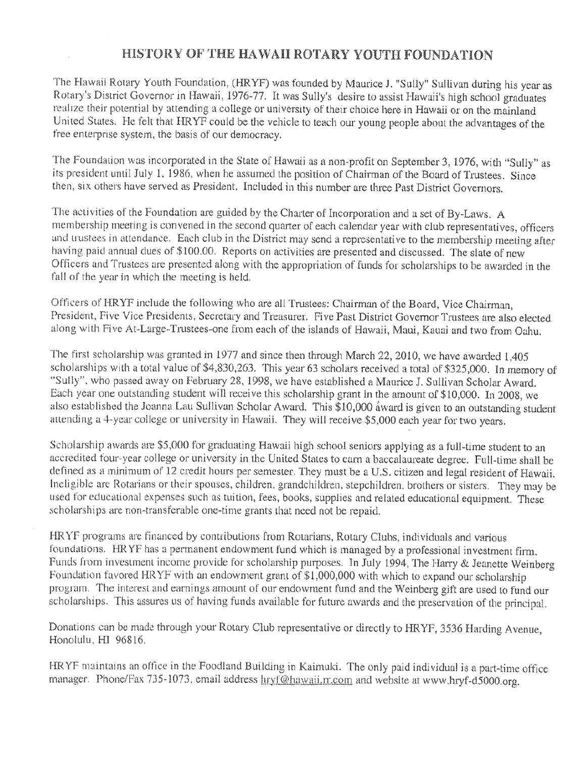# HISTORY OF THE HAWAII ROTARY YOUTH FOUNDATION

The Hawaii Rotary Youth Foundation, (HRYF) was founded by Maurice J. "Sully" Sullivan during his year as Rotary's District Governor in Hawaii, 1976-77. It was Sully's desire to assist Hawaii's high school graduates realize their potential by attending a college or university of their choice here in Hawaii or on the mainland United States. He felt that HRYF could be the vehicle to teach our young people about the advantages of the free enterprise system, the basis of our democracy.

The Foundation was incorporated in the State of Hawaii as a non-profit on September 3, 1976, with "Sully" as its president until July 1, 1986, when he assumed the position of Chairman of the Board of Trustees. Since then, six others have served as President. Included in this number are three Past District Governors.

The activities of the Foundation are guided by the Charter of Incorporation and a set of By-Laws. A membership meeting is convened in the second quarter of each calendar year with club representatives, officers and trustees in attendance. Each club in the District may send a representative to the membership meeting after having paid annual dues of $100.00. Reports on activities are presented and discussed. The slate of new Officers and Trustees are presented along with the appropriation of funds for scholarships to be awarded in the fall of the year in which the meeting is held.

Officers of HRYF include the following who are all Trustees: Chairman of the Board, Vice Chairman, President, Five Vice Presidents, Secretary and Treasurer. Five Past District Governor Trustees are also elected along with Five At-Large-Trustees-one from each of the islands of Hawaii, Maui, Kauai and two from Oahu.

The first scholarship was granted in 1977 and since then through March 22, 2010, we have awarded 1,405 scholarships with a total value of $4,830,263. This year 63 scholars received a total of $325,000. In memory of "Sully", who passed away on February 28, 1998, we have established a Maurice J. Sullivan Scholar Award. Each year one outstanding student will receive this scholarship grant in the amount of $10,000. In 2008, we also established the Joanna Lau Sullivan Scholar Award. This $10,000 award is given to an outstanding student attending a 4-year college or university in Hawaii. They will receive $5,000 each year for two years.

Scholarship awards are $5,000 for graduating Hawaii high school seniors applying as a full-time student to an accredited four-year college or university in the United States to earn a baccalaureate degree. Full-time shall be defined as a minimum of 12 credit hours per semester. They must be a U.S. citizen and legal resident of Hawaii. Ineligible are Rotarians or their spouses, children, grandchildren, stepchildren, brothers or sisters. They may be used for educational expenses such as tuition, fees, books, supplies and related educational equipment. These scholarships are non-transferable one-time grants that need not be repaid.

HRYF programs are financed by contributions from Rotarians, Rotary Clubs, individuals and various foundations. HRYF has a permanent endowment fund which is managed by a professional investment firm. Funds from investment income provide for scholarship purposes. In July 1994, The Harry & Jeanette Weinberg Foundation favored HRYF with an endowment grant of $1,000,000 with which to expand our scholarship program. The interest and earnings amount of our endowment fund and the Weinberg gift are used to fund our scholarships. This assures us of having funds available for future awards and the preservation of the principal.

Donations can be made through your Rotary Club representative or directly to HRYF, 3536 Harding Avenue, Honolulu, HI 96816.

HRYF maintains an office in the Foodland Building in Kaimuki. The only paid individual is a part-time office manager. Phone/Fax 735-1073, email address hryf@hawaii.rr.com and website at www.hryf-d5000.org.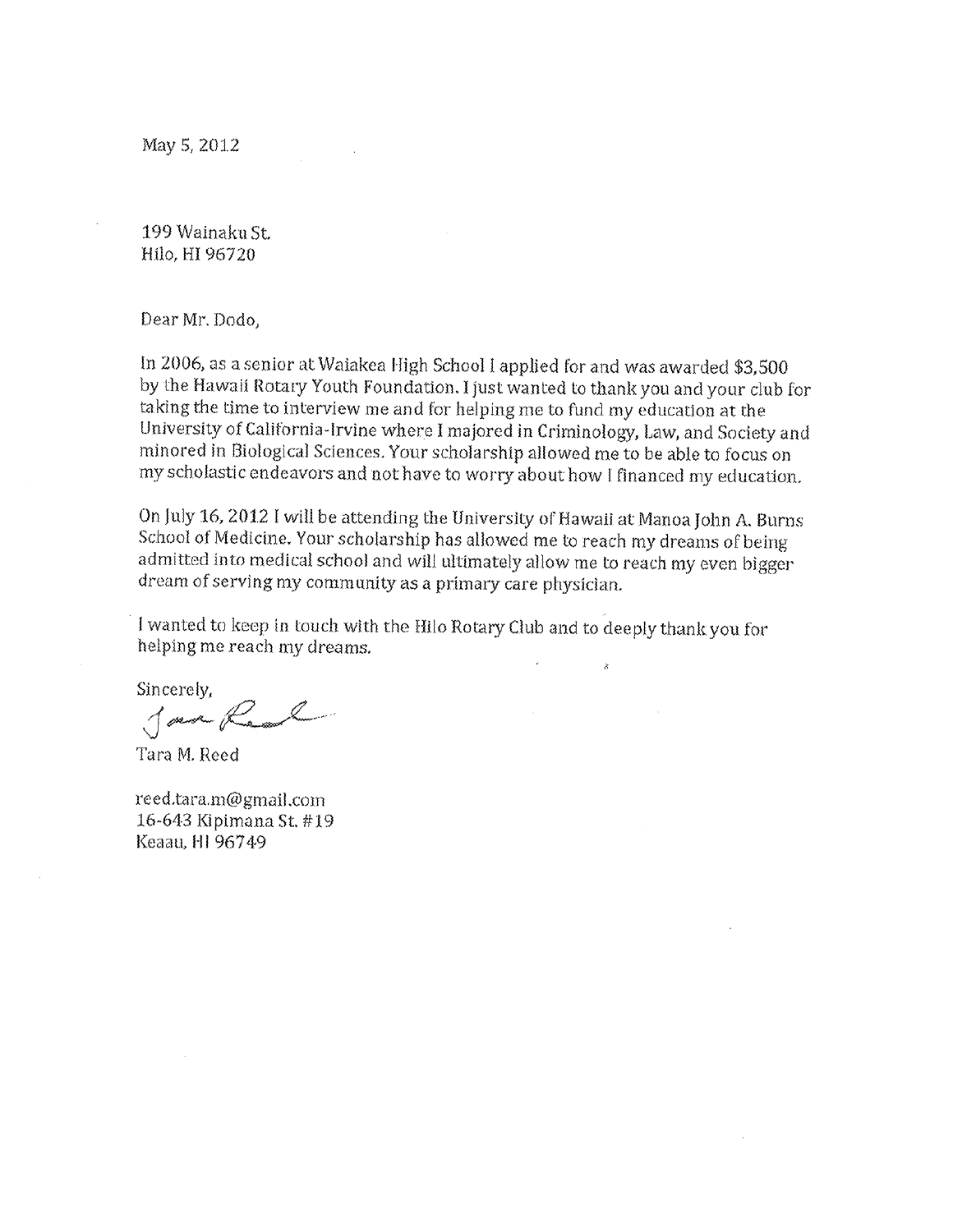May 5, 2012

199 Wainaku St.
Hilo, HI 96720

Dear Mr. Dodo,

In 2006, as a senior at Waiakea High School I applied for and was awarded $3,500 by the Hawaii Rotary Youth Foundation. I just wanted to thank you and your club for taking the time to interview me and for helping me to fund my education at the University of California-Irvine where I majored in Criminology, Law, and Society and minored in Biological Sciences. Your scholarship allowed me to be able to focus on my scholastic endeavors and not have to worry about how I financed my education.

On July 16, 2012 I will be attending the University of Hawaii at Manoa John A. Burns School of Medicine. Your scholarship has allowed me to reach my dreams of being admitted into medical school and will ultimately allow me to reach my even bigger dream of serving my community as a primary care physician.

I wanted to keep in touch with the Hilo Rotary Club and to deeply thank you for helping me reach my dreams.

Sincerely,

Tara M. Reed

reed.tara.m@gmail.com
16-643 Kipimana St. #19
Keaau, HI 96749